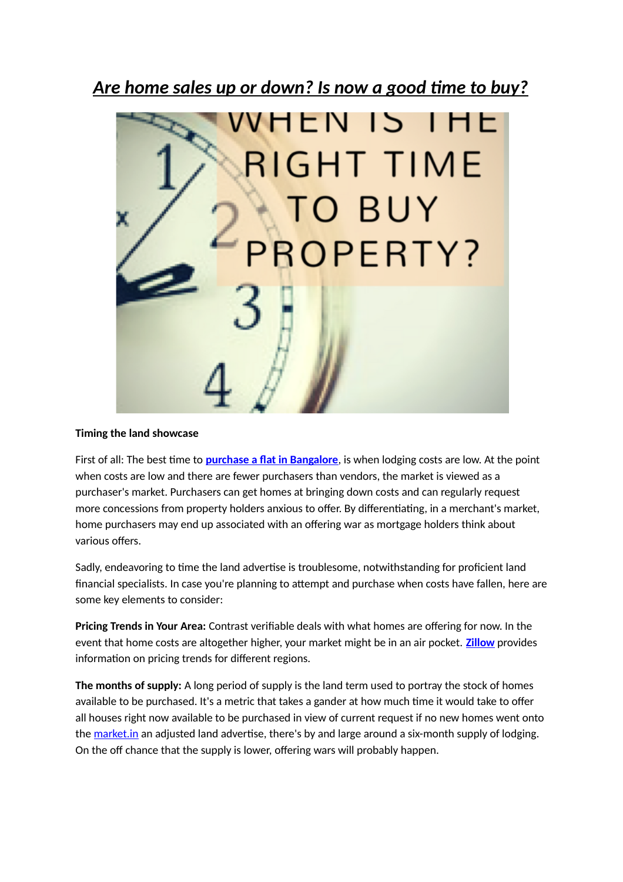# *Are home sales up or down? Is now a good time to buy?*

**Timing the land showcase**

First of all: The best time to **purchase a flat in Bangalore**, is when lodging costs are low. At the point when costs are low and there are fewer purchasers than vendors, the market is viewed as a purchaser's market. Purchasers can get homes at bringing down costs and can regularly request more concessions from property holders anxious to offer. By differentiating, in a merchant's market, home purchasers may end up associated with an offering war as mortgage holders think about various offers.

Sadly, endeavoring to time the land advertise is troublesome, notwithstanding for proficient land financial specialists. In case you're planning to attempt and purchase when costs have fallen, here are some key elements to consider:

**Pricing Trends in Your Area:** Contrast verifiable deals with what homes are offering for now. In the event that home costs are altogether higher, your market might be in an air pocket. **Zillow** provides information on pricing trends for different regions.

**The months of supply:** A long period of supply is the land term used to portray the stock of homes available to be purchased. It's a metric that takes a gander at how much time it would take to offer all houses right now available to be purchased in view of current request if no new homes went onto the market.in an adjusted land advertise, there's by and large around a six-month supply of lodging. On the off chance that the supply is lower, offering wars will probably happen.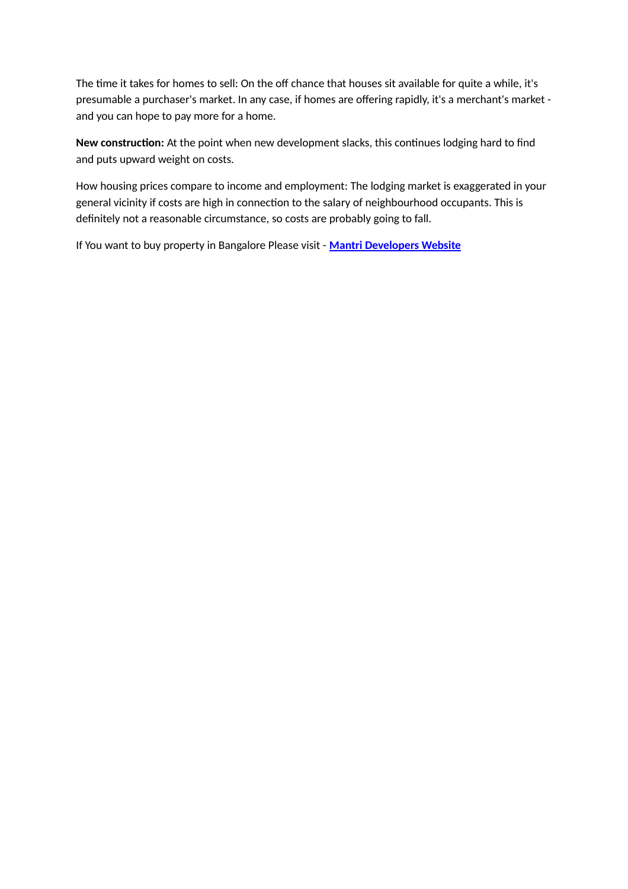The time it takes for homes to sell: On the off chance that houses sit available for quite a while, it's presumable a purchaser's market. In any case, if homes are offering rapidly, it's a merchant's market - and you can hope to pay more for a home.

**New construction:** At the point when new development slacks, this continues lodging hard to find and puts upward weight on costs.

How housing prices compare to income and employment: The lodging market is exaggerated in your general vicinity if costs are high in connection to the salary of neighbourhood occupants. This is definitely not a reasonable circumstance, so costs are probably going to fall.

If You want to buy property in Bangalore Please visit - **Mantri Developers Website**